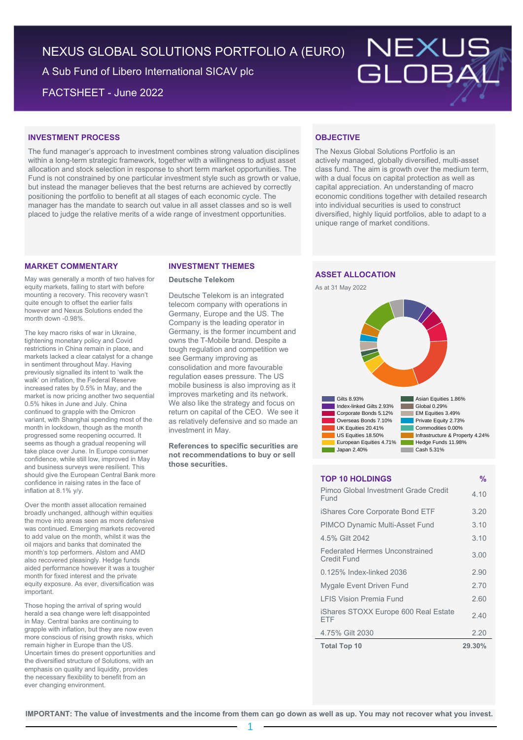# NEXUS GLOBAL SOLUTIONS PORTFOLIO A (EURO)

A Sub Fund of Libero International SICAV plc

FACTSHEET - June 2022

NEXUS GLOBAL

## INVESTMENT PROCESS

The fund manager's approach to investment combines strong valuation disciplines within a long-term strategic framework, together with a willingness to adjust asset allocation and stock selection in response to short term market opportunities. The Fund is not constrained by one particular investment style such as growth or value, but instead the manager believes that the best returns are achieved by correctly positioning the portfolio to benefit at all stages of each economic cycle. The manager has the mandate to search out value in all asset classes and so is well placed to judge the relative merits of a wide range of investment opportunities.

## OBJECTIVE

The Nexus Global Solutions Portfolio is an actively managed, globally diversified, multi-asset class fund. The aim is growth over the medium term, with a dual focus on capital protection as well as capital appreciation. An understanding of macro economic conditions together with detailed research into individual securities is used to construct diversified, highly liquid portfolios, able to adapt to a unique range of market conditions.

## MARKET COMMENTARY

May was generally a month of two halves for equity markets, falling to start with before mounting a recovery. This recovery wasn't quite enough to offset the earlier falls however and Nexus Solutions ended the month down -0.98%.

The key macro risks of war in Ukraine, tightening monetary policy and Covid restrictions in China remain in place, and markets lacked a clear catalyst for a change in sentiment throughout May. Having previously signalled its intent to 'walk the walk' on inflation, the Federal Reserve increased rates by 0.5% in May, and the market is now pricing another two sequential 0.5% hikes in June and July. China continued to grapple with the Omicron variant, with Shanghai spending most of the month in lockdown, though as the month progressed some reopening occurred. It seems as though a gradual reopening will take place over June. In Europe consumer confidence, while still low, improved in May and business surveys were resilient. This should give the European Central Bank more confidence in raising rates in the face of inflation at 8.1% y/y.

Over the month asset allocation remained broadly unchanged, although within equities the move into areas seen as more defensive was continued. Emerging markets recovered to add value on the month, whilst it was the oil majors and banks that dominated the month's top performers. Alstom and AMD also recovered pleasingly. Hedge funds aided performance however it was a tougher month for fixed interest and the private equity exposure. As ever, diversification was important.

Those hoping the arrival of spring would herald a sea change were left disappointed in May. Central banks are continuing to grapple with inflation, but they are now even more conscious of rising growth risks, which remain higher in Europe than the US. Uncertain times do present opportunities and the diversified structure of Solutions, with an emphasis on quality and liquidity, provides the necessary flexibility to benefit from an ever changing environment.

## INVESTMENT THEMES

### Deutsche Telekom

Deutsche Telekom is an integrated telecom company with operations in Germany, Europe and the US. The Company is the leading operator in Germany, is the former incumbent and owns the T-Mobile brand. Despite a tough regulation and competition we see Germany improving as consolidation and more favourable regulation eases pressure. The US mobile business is also improving as it improves marketing and its network. We also like the strategy and focus on return on capital of the CEO. We see it as relatively defensive and so made an investment in May.

**References to specific securities are not recommendations to buy or sell those securities.**

## ASSET ALLOCATION

As at 31 May 2022

| Asset | % | Asset | % |
|---|---|---|---|
| Gilts | 8.93% | Asian Equities | 1.86% |
| Index-linked Gilts | 2.93% | Global | 0.29% |
| Corporate Bonds | 5.12% | EM Equities | 3.49% |
| Overseas Bonds | 7.10% | Private Equity | 2.73% |
| UK Equities | 20.41% | Commodities | 0.00% |
| US Equities | 18.50% | Infrastructure & Property | 4.24% |
| European Equities | 4.71% | Hedge Funds | 11.98% |
| Japan | 2.40% | Cash | 5.31% |

## TOP 10 HOLDINGS

| TOP 10 HOLDINGS | % |
|---|---|
| Pimco Global Investment Grade Credit Fund | 4.10 |
| iShares Core Corporate Bond ETF | 3.20 |
| PIMCO Dynamic Multi-Asset Fund | 3.10 |
| 4.5% Gilt 2042 | 3.10 |
| Federated Hermes Unconstrained Credit Fund | 3.00 |
| 0.125% Index-linked 2036 | 2.90 |
| Mygale Event Driven Fund | 2.70 |
| LFIS Vision Premia Fund | 2.60 |
| iShares STOXX Europe 600 Real Estate ETF | 2.40 |
| 4.75% Gilt 2030 | 2.20 |
| **Total Top 10** | **29.30%** |

**IMPORTANT: The value of investments and the income from them can go down as well as up. You may not recover what you invest.**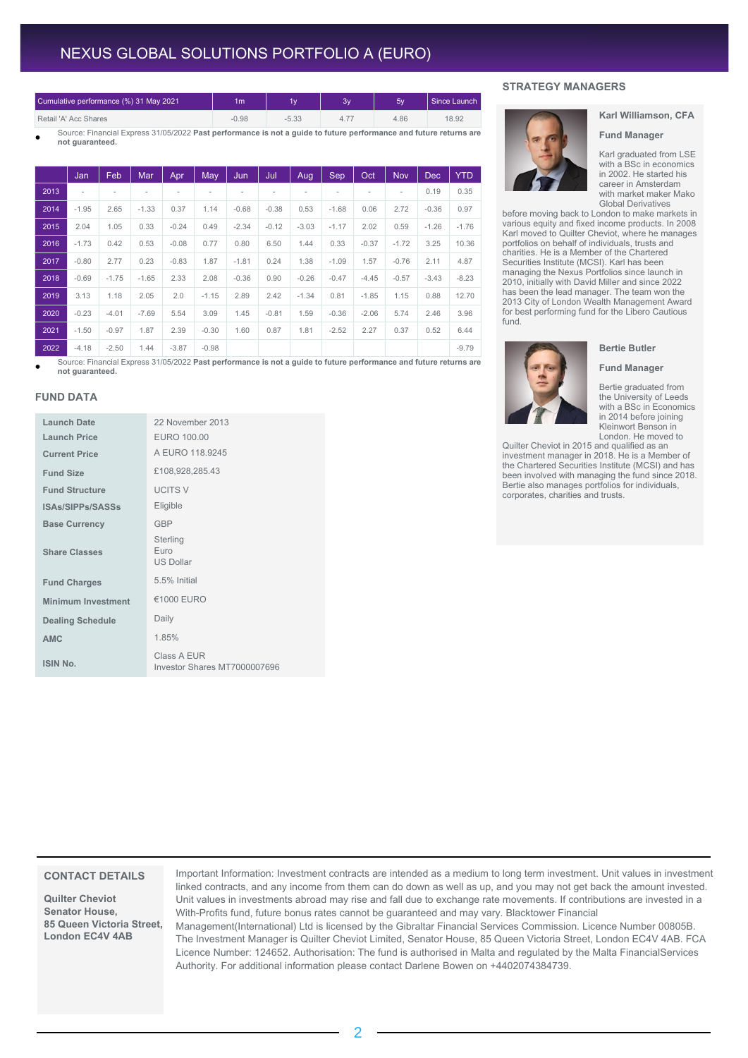# NEXUS GLOBAL SOLUTIONS PORTFOLIO A (EURO)

| Cumulative performance (%) 31 May 2021 | 1m | 1y | 3y | 5y | Since Launch |
|---|---|---|---|---|---|
| Retail 'A' Acc Shares | -0.98 | -5.33 | 4.77 | 4.86 | 18.92 |

- Source: Financial Express 31/05/2022 **Past performance is not a guide to future performance and future returns are not guaranteed.**

| | Jan | Feb | Mar | Apr | May | Jun | Jul | Aug | Sep | Oct | Nov | Dec | YTD |
|---|---|---|---|---|---|---|---|---|---|---|---|---|---|
| 2013 | - | - | - | - | - | - | - | - | - | - | - | 0.19 | 0.35 |
| 2014 | -1.95 | 2.65 | -1.33 | 0.37 | 1.14 | -0.68 | -0.38 | 0.53 | -1.68 | 0.06 | 2.72 | -0.36 | 0.97 |
| 2015 | 2.04 | 1.05 | 0.33 | -0.24 | 0.49 | -2.34 | -0.12 | -3.03 | -1.17 | 2.02 | 0.59 | -1.26 | -1.76 |
| 2016 | -1.73 | 0.42 | 0.53 | -0.08 | 0.77 | 0.80 | 6.50 | 1.44 | 0.33 | -0.37 | -1.72 | 3.25 | 10.36 |
| 2017 | -0.80 | 2.77 | 0.23 | -0.83 | 1.87 | -1.81 | 0.24 | 1.38 | -1.09 | 1.57 | -0.76 | 2.11 | 4.87 |
| 2018 | -0.69 | -1.75 | -1.65 | 2.33 | 2.08 | -0.36 | 0.90 | -0.26 | -0.47 | -4.45 | -0.57 | -3.43 | -8.23 |
| 2019 | 3.13 | 1.18 | 2.05 | 2.0 | -1.15 | 2.89 | 2.42 | -1.34 | 0.81 | -1.85 | 1.15 | 0.88 | 12.70 |
| 2020 | -0.23 | -4.01 | -7.69 | 5.54 | 3.09 | 1.45 | -0.81 | 1.59 | -0.36 | -2.06 | 5.74 | 2.46 | 3.96 |
| 2021 | -1.50 | -0.97 | 1.87 | 2.39 | -0.30 | 1.60 | 0.87 | 1.81 | -2.52 | 2.27 | 0.37 | 0.52 | 6.44 |
| 2022 | -4.18 | -2.50 | 1.44 | -3.87 | -0.98 | | | | | | | | -9.79 |

- Source: Financial Express 31/05/2022 **Past performance is not a guide to future performance and future returns are not guaranteed.**

## FUND DATA

| | |
|---|---|
| **Launch Date** | 22 November 2013 |
| **Launch Price** | EURO 100.00 |
| **Current Price** | A EURO 118.9245 |
| **Fund Size** | £108,928,285.43 |
| **Fund Structure** | UCITS V |
| **ISAs/SIPPs/SASSs** | Eligible |
| **Base Currency** | GBP |
| **Share Classes** | Sterling<br>Euro<br>US Dollar |
| **Fund Charges** | 5.5% Initial |
| **Minimum Investment** | €1000 EURO |
| **Dealing Schedule** | Daily |
| **AMC** | 1.85% |
| **ISIN No.** | Class A EUR<br>Investor Shares MT7000007696 |

## STRATEGY MANAGERS

### Karl Williamson, CFA

**Fund Manager**

Karl graduated from LSE with a BSc in economics in 2002. He started his career in Amsterdam with market maker Mako Global Derivatives before moving back to London to make markets in various equity and fixed income products. In 2008 Karl moved to Quilter Cheviot, where he manages portfolios on behalf of individuals, trusts and charities. He is a Member of the Chartered Securities Institute (MCSI). Karl has been managing the Nexus Portfolios since launch in 2010, initially with David Miller and since 2022 has been the lead manager. The team won the 2013 City of London Wealth Management Award for best performing fund for the Libero Cautious fund.

### Bertie Butler

**Fund Manager**

Bertie graduated from the University of Leeds with a BSc in Economics in 2014 before joining Kleinwort Benson in London. He moved to Quilter Cheviot in 2015 and qualified as an investment manager in 2018. He is a Member of the Chartered Securities Institute (MCSI) and has been involved with managing the fund since 2018. Bertie also manages portfolios for individuals, corporates, charities and trusts.

## CONTACT DETAILS

**Quilter Cheviot**
**Senator House,**
**85 Queen Victoria Street,**
**London EC4V 4AB**

Important Information: Investment contracts are intended as a medium to long term investment. Unit values in investment linked contracts, and any income from them can do down as well as up, and you may not get back the amount invested. Unit values in investments abroad may rise and fall due to exchange rate movements. If contributions are invested in a With-Profits fund, future bonus rates cannot be guaranteed and may vary. Blacktower Financial Management(International) Ltd is licensed by the Gibraltar Financial Services Commission. Licence Number 00805B. The Investment Manager is Quilter Cheviot Limited, Senator House, 85 Queen Victoria Street, London EC4V 4AB. FCA Licence Number: 124652. Authorisation: The fund is authorised in Malta and regulated by the Malta FinancialServices Authority. For additional information please contact Darlene Bowen on +4402074384739.